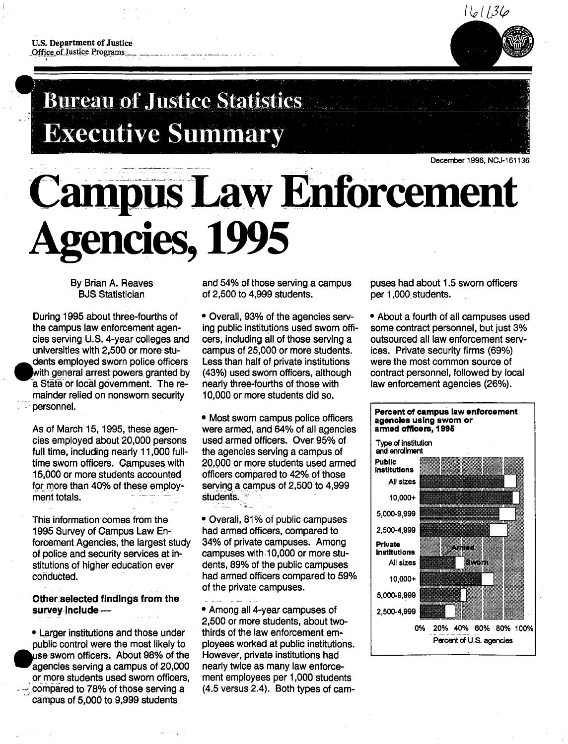U.S. Department of Justice
Office of Justice Programs

# Bureau of Justice Statistics Executive Summary

December 1996, NCJ-161136

# Campus Law Enforcement Agencies, 1995

By Brian A. Reaves
BJS Statistician

During 1995 about three-fourths of the campus law enforcement agencies serving U.S. 4-year colleges and universities with 2,500 or more students employed sworn police officers with general arrest powers granted by a State or local government. The remainder relied on nonsworn security personnel.

As of March 15, 1995, these agencies employed about 20,000 persons full time, including nearly 11,000 full-time sworn officers. Campuses with 15,000 or more students accounted for more than 40% of these employment totals.

This information comes from the 1995 Survey of Campus Law Enforcement Agencies, the largest study of police and security services at institutions of higher education ever conducted.

**Other selected findings from the survey include —**

- Larger institutions and those under public control were the most likely to use sworn officers. About 98% of the agencies serving a campus of 20,000 or more students used sworn officers, compared to 78% of those serving a campus of 5,000 to 9,999 students and 54% of those serving a campus of 2,500 to 4,999 students.

- Overall, 93% of the agencies serving public institutions used sworn officers, including all of those serving a campus of 25,000 or more students. Less than half of private institutions (43%) used sworn officers, although nearly three-fourths of those with 10,000 or more students did so.

- Most sworn campus police officers were armed, and 64% of all agencies used armed officers. Over 95% of the agencies serving a campus of 20,000 or more students used armed officers compared to 42% of those serving a campus of 2,500 to 4,999 students.

- Overall, 81% of public campuses had armed officers, compared to 34% of private campuses. Among campuses with 10,000 or more students, 89% of the public campuses had armed officers compared to 59% of the private campuses.

- Among all 4-year campuses of 2,500 or more students, about two-thirds of the law enforcement employees worked at public institutions. However, private institutions had nearly twice as many law enforcement employees per 1,000 students (4.5 versus 2.4). Both types of campuses had about 1.5 sworn officers per 1,000 students.

- About a fourth of all campuses used some contract personnel, but just 3% outsourced all law enforcement services. Private security firms (69%) were the most common source of contract personnel, followed by local law enforcement agencies (26%).

**Percent of campus law enforcement agencies using sworn or armed officers, 1995**

Type of institution and enrollment: Public institutions — All sizes, 10,000+, 5,000-9,999, 2,500-4,999; Private institutions — All sizes, 10,000+, 5,000-9,999, 2,500-4,999

Legend: Armed; Sworn

Percent of U.S. agencies (0%, 20%, 40%, 60%, 80%, 100%)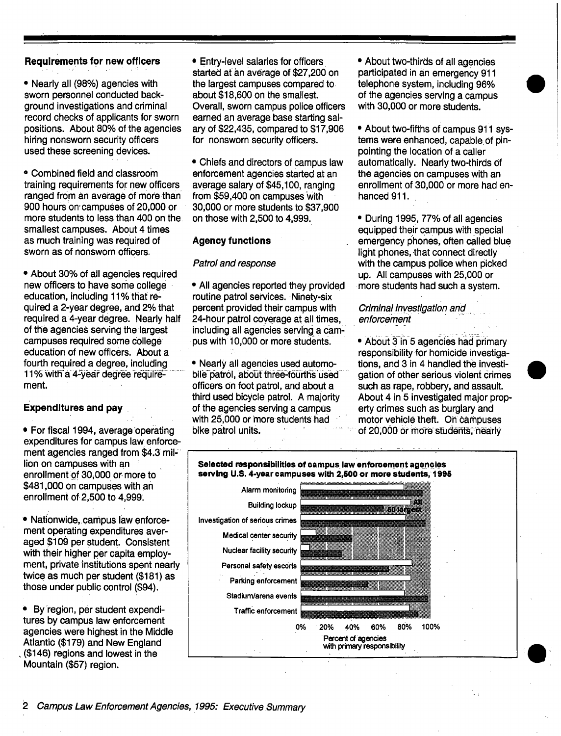## Requirements for new officers

- Nearly all (98%) agencies with sworn personnel conducted background investigations and criminal record checks of applicants for sworn positions. About 80% of the agencies hiring nonsworn security officers used these screening devices.

- Combined field and classroom training requirements for new officers ranged from an average of more than 900 hours on campuses of 20,000 or more students to less than 400 on the smallest campuses. About 4 times as much training was required of sworn as of nonsworn officers.

- About 30% of all agencies required new officers to have some college education, including 11% that required a 2-year degree, and 2% that required a 4-year degree. Nearly half of the agencies serving the largest campuses required some college education of new officers. About a fourth required a degree, including 11% with a 4-year degree requirement.

## Expenditures and pay

- For fiscal 1994, average operating expenditures for campus law enforcement agencies ranged from $4.3 million on campuses with an enrollment of 30,000 or more to $481,000 on campuses with an enrollment of 2,500 to 4,999.

- Nationwide, campus law enforcement operating expenditures averaged $109 per student. Consistent with their higher per capita employment, private institutions spent nearly twice as much per student ($181) as those under public control ($94).

- By region, per student expenditures by campus law enforcement agencies were highest in the Middle Atlantic ($179) and New England ($146) regions and lowest in the Mountain ($57) region.

- Entry-level salaries for officers started at an average of $27,200 on the largest campuses compared to about $18,600 on the smallest. Overall, sworn campus police officers earned an average base starting salary of $22,435, compared to $17,906 for nonsworn security officers.

- Chiefs and directors of campus law enforcement agencies started at an average salary of $45,100, ranging from $59,400 on campuses with 30,000 or more students to $37,900 on those with 2,500 to 4,999.

## Agency functions

### *Patrol and response*

- All agencies reported they provided routine patrol services. Ninety-six percent provided their campus with 24-hour patrol coverage at all times, including all agencies serving a campus with 10,000 or more students.

- Nearly all agencies used automobile patrol, about three-fourths used officers on foot patrol, and about a third used bicycle patrol. A majority of the agencies serving a campus with 25,000 or more students had bike patrol units.

- About two-thirds of all agencies participated in an emergency 911 telephone system, including 96% of the agencies serving a campus with 30,000 or more students.

- About two-fifths of campus 911 systems were enhanced, capable of pinpointing the location of a caller automatically. Nearly two-thirds of the agencies on campuses with an enrollment of 30,000 or more had enhanced 911.

- During 1995, 77% of all agencies equipped their campus with special emergency phones, often called blue light phones, that connect directly with the campus police when picked up. All campuses with 25,000 or more students had such a system.

### *Criminal investigation and enforcement*

- About 3 in 5 agencies had primary responsibility for homicide investigations, and 3 in 4 handled the investigation of other serious violent crimes such as rape, robbery, and assault. About 4 in 5 investigated major property crimes such as burglary and motor vehicle theft. On campuses of 20,000 or more students, nearly

**Selected responsibilities of campus law enforcement agencies serving U.S. 4-year campuses with 2,500 or more students, 1995**

| Responsibility | All | 50 largest |
|---|---|---|
| Alarm monitoring | | |
| Building lockup | | |
| Investigation of serious crimes | | |
| Medical center security | | |
| Nuclear facility security | | |
| Personal safety escorts | | |
| Parking enforcement | | |
| Stadium/arena events | | |
| Traffic enforcement | | |

Percent of agencies with primary responsibility (0%–100%)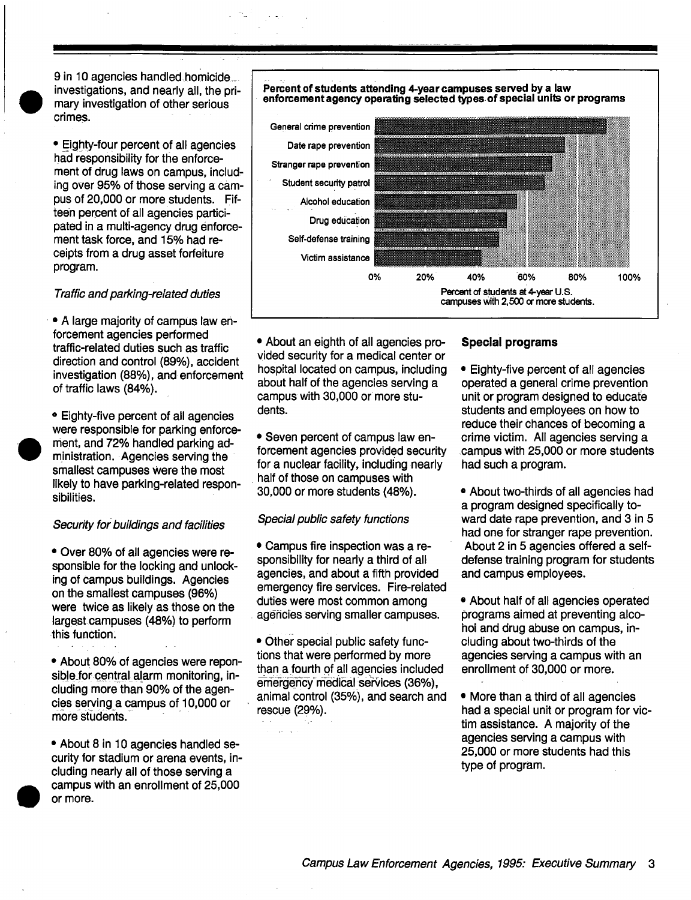9 in 10 agencies handled homicide investigations, and nearly all, the primary investigation of other serious crimes.

- Eighty-four percent of all agencies had responsibility for the enforcement of drug laws on campus, including over 95% of those serving a campus of 20,000 or more students. Fifteen percent of all agencies participated in a multi-agency drug enforcement task force, and 15% had receipts from a drug asset forfeiture program.

*Traffic and parking-related duties*

- A large majority of campus law enforcement agencies performed traffic-related duties such as traffic direction and control (89%), accident investigation (88%), and enforcement of traffic laws (84%).

- Eighty-five percent of all agencies were responsible for parking enforcement, and 72% handled parking administration. Agencies serving the smallest campuses were the most likely to have parking-related responsibilities.

*Security for buildings and facilities*

- Over 80% of all agencies were responsible for the locking and unlocking of campus buildings. Agencies on the smallest campuses (96%) were twice as likely as those on the largest campuses (48%) to perform this function.

- About 80% of agencies were reponsible for central alarm monitoring, including more than 90% of the agencies serving a campus of 10,000 or more students.

- About 8 in 10 agencies handled security for stadium or arena events, including nearly all of those serving a campus with an enrollment of 25,000 or more.

**Percent of students attending 4-year campuses served by a law enforcement agency operating selected types of special units or programs**

General crime prevention
Date rape prevention
Stranger rape prevention
Student security patrol
Alcohol education
Drug education
Self-defense training
Victim assistance

0% 20% 40% 60% 80% 100%

Percent of students at 4-year U.S. campuses with 2,500 or more students.

- About an eighth of all agencies provided security for a medical center or hospital located on campus, including about half of the agencies serving a campus with 30,000 or more students.

- Seven percent of campus law enforcement agencies provided security for a nuclear facility, including nearly half of those on campuses with 30,000 or more students (48%).

*Special public safety functions*

- Campus fire inspection was a responsibility for nearly a third of all agencies, and about a fifth provided emergency fire services. Fire-related duties were most common among agencies serving smaller campuses.

- Other special public safety functions that were performed by more than a fourth of all agencies included emergency medical services (36%), animal control (35%), and search and rescue (29%).

**Special programs**

- Eighty-five percent of all agencies operated a general crime prevention unit or program designed to educate students and employees on how to reduce their chances of becoming a crime victim. All agencies serving a campus with 25,000 or more students had such a program.

- About two-thirds of all agencies had a program designed specifically toward date rape prevention, and 3 in 5 had one for stranger rape prevention. About 2 in 5 agencies offered a self-defense training program for students and campus employees.

- About half of all agencies operated programs aimed at preventing alcohol and drug abuse on campus, including about two-thirds of the agencies serving a campus with an enrollment of 30,000 or more.

- More than a third of all agencies had a special unit or program for victim assistance. A majority of the agencies serving a campus with 25,000 or more students had this type of program.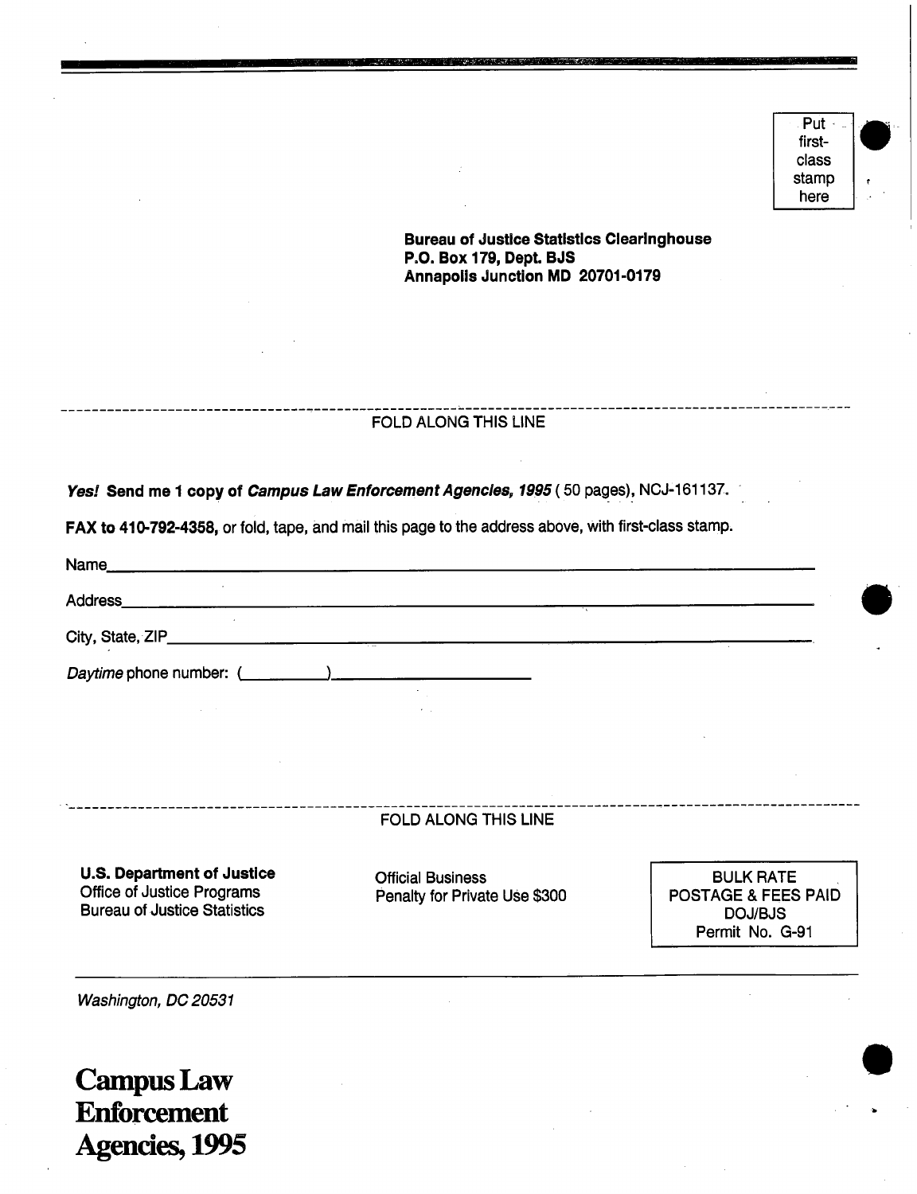Put first-class stamp here

**Bureau of Justice Statistics Clearinghouse**
**P.O. Box 179, Dept. BJS**
**Annapolis Junction MD 20701-0179**

FOLD ALONG THIS LINE

***Yes!*** **Send me 1 copy of** ***Campus Law Enforcement Agencies, 1995*** (50 pages), NCJ-161137.

**FAX to 410-792-4358,** or fold, tape, and mail this page to the address above, with first-class stamp.

Name_______________________________________________

Address_____________________________________________

City, State, ZIP_______________________________________

*Daytime* phone number: (__________)____________________

FOLD ALONG THIS LINE

**U.S. Department of Justice**
Office of Justice Programs
Bureau of Justice Statistics

Official Business
Penalty for Private Use $300

BULK RATE
POSTAGE & FEES PAID
DOJ/BJS
Permit No. G-91

*Washington, DC 20531*

# Campus Law Enforcement Agencies, 1995